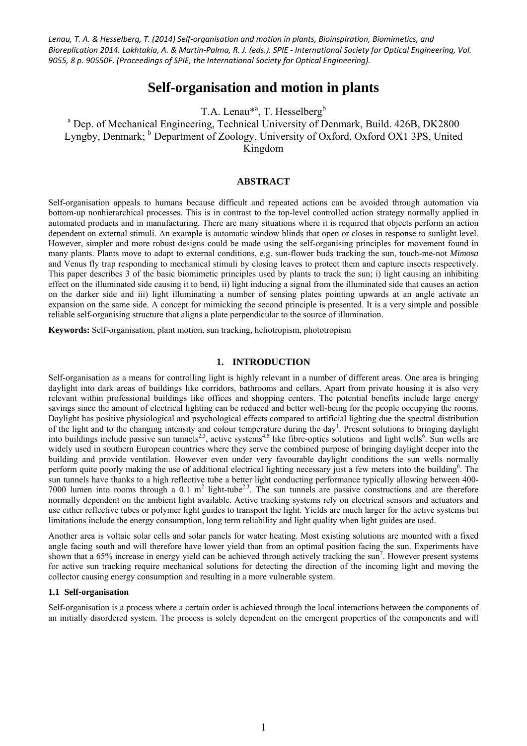*Lenau, T. A. & Hesselberg, T. (2014) Self-organisation and motion in plants, Bioinspiration, Biomimetics, and Bioreplication 2014. Lakhtakia, A. & Martín-Palma, R. J. (eds.). SPIE - International Society for Optical Engineering, Vol. 9055, 8 p. 90550F. (Proceedings of SPIE, the International Society for Optical Engineering).*

# Self-organisation and motion in plants

T.A. Lenau*[a], T. Hesselberg[b]

[a] Dep. of Mechanical Engineering, Technical University of Denmark, Build. 426B, DK2800 Lyngby, Denmark; [b] Department of Zoology, University of Oxford, Oxford OX1 3PS, United Kingdom

## ABSTRACT

Self-organisation appeals to humans because difficult and repeated actions can be avoided through automation via bottom-up nonhierarchical processes. This is in contrast to the top-level controlled action strategy normally applied in automated products and in manufacturing. There are many situations where it is required that objects perform an action dependent on external stimuli. An example is automatic window blinds that open or closes in response to sunlight level. However, simpler and more robust designs could be made using the self-organising principles for movement found in many plants. Plants move to adapt to external conditions, e.g. sun-flower buds tracking the sun, touch-me-not *Mimosa* and Venus fly trap responding to mechanical stimuli by closing leaves to protect them and capture insects respectively. This paper describes 3 of the basic biomimetic principles used by plants to track the sun; i) light causing an inhibiting effect on the illuminated side causing it to bend, ii) light inducing a signal from the illuminated side that causes an action on the darker side and iii) light illuminating a number of sensing plates pointing upwards at an angle activate an expansion on the same side. A concept for mimicking the second principle is presented. It is a very simple and possible reliable self-organising structure that aligns a plate perpendicular to the source of illumination.

**Keywords:** Self-organisation, plant motion, sun tracking, heliotropism, phototropism

## 1. INTRODUCTION

Self-organisation as a means for controlling light is highly relevant in a number of different areas. One area is bringing daylight into dark areas of buildings like corridors, bathrooms and cellars. Apart from private housing it is also very relevant within professional buildings like offices and shopping centers. The potential benefits include large energy savings since the amount of electrical lighting can be reduced and better well-being for the people occupying the rooms. Daylight has positive physiological and psychological effects compared to artificial lighting due the spectral distribution of the light and to the changing intensity and colour temperature during the day[1]. Present solutions to bringing daylight into buildings include passive sun tunnels[2,3], active systems[4,5] like fibre-optics solutions and light wells[6]. Sun wells are widely used in southern European countries where they serve the combined purpose of bringing daylight deeper into the building and provide ventilation. However even under very favourable daylight conditions the sun wells normally perform quite poorly making the use of additional electrical lighting necessary just a few meters into the building[6]. The sun tunnels have thanks to a high reflective tube a better light conducting performance typically allowing between 400-7000 lumen into rooms through a 0.1 $m^2$ light-tube[2,3]. The sun tunnels are passive constructions and are therefore normally dependent on the ambient light available. Active tracking systems rely on electrical sensors and actuators and use either reflective tubes or polymer light guides to transport the light. Yields are much larger for the active systems but limitations include the energy consumption, long term reliability and light quality when light guides are used.

Another area is voltaic solar cells and solar panels for water heating. Most existing solutions are mounted with a fixed angle facing south and will therefore have lower yield than from an optimal position facing the sun. Experiments have shown that a 65% increase in energy yield can be achieved through actively tracking the sun[7]. However present systems for active sun tracking require mechanical solutions for detecting the direction of the incoming light and moving the collector causing energy consumption and resulting in a more vulnerable system.

### 1.1 Self-organisation

Self-organisation is a process where a certain order is achieved through the local interactions between the components of an initially disordered system. The process is solely dependent on the emergent properties of the components and will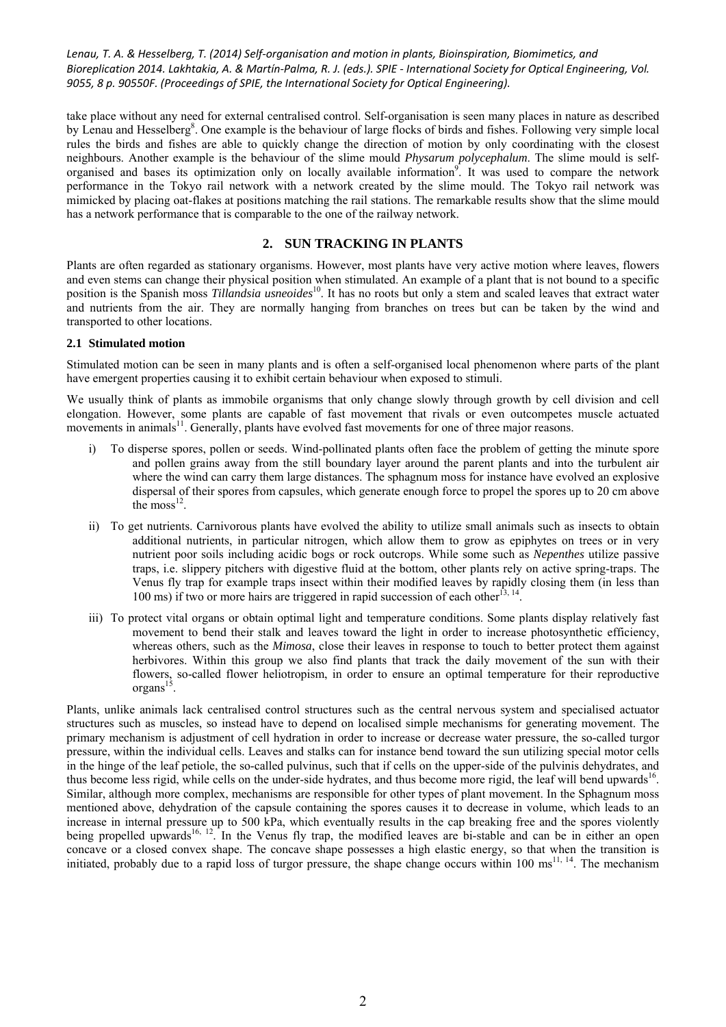take place without any need for external centralised control. Self-organisation is seen many places in nature as described by Lenau and Hesselberg[8]. One example is the behaviour of large flocks of birds and fishes. Following very simple local rules the birds and fishes are able to quickly change the direction of motion by only coordinating with the closest neighbours. Another example is the behaviour of the slime mould *Physarum polycephalum*. The slime mould is self-organised and bases its optimization only on locally available information[9]. It was used to compare the network performance in the Tokyo rail network with a network created by the slime mould. The Tokyo rail network was mimicked by placing oat-flakes at positions matching the rail stations. The remarkable results show that the slime mould has a network performance that is comparable to the one of the railway network.

## 2. SUN TRACKING IN PLANTS

Plants are often regarded as stationary organisms. However, most plants have very active motion where leaves, flowers and even stems can change their physical position when stimulated. An example of a plant that is not bound to a specific position is the Spanish moss *Tillandsia usneoides*[10]. It has no roots but only a stem and scaled leaves that extract water and nutrients from the air. They are normally hanging from branches on trees but can be taken by the wind and transported to other locations.

### 2.1 Stimulated motion

Stimulated motion can be seen in many plants and is often a self-organised local phenomenon where parts of the plant have emergent properties causing it to exhibit certain behaviour when exposed to stimuli.

We usually think of plants as immobile organisms that only change slowly through growth by cell division and cell elongation. However, some plants are capable of fast movement that rivals or even outcompetes muscle actuated movements in animals[11]. Generally, plants have evolved fast movements for one of three major reasons.

i) To disperse spores, pollen or seeds. Wind-pollinated plants often face the problem of getting the minute spore and pollen grains away from the still boundary layer around the parent plants and into the turbulent air where the wind can carry them large distances. The sphagnum moss for instance have evolved an explosive dispersal of their spores from capsules, which generate enough force to propel the spores up to 20 cm above the moss[12].

ii) To get nutrients. Carnivorous plants have evolved the ability to utilize small animals such as insects to obtain additional nutrients, in particular nitrogen, which allow them to grow as epiphytes on trees or in very nutrient poor soils including acidic bogs or rock outcrops. While some such as *Nepenthes* utilize passive traps, i.e. slippery pitchers with digestive fluid at the bottom, other plants rely on active spring-traps. The Venus fly trap for example traps insect within their modified leaves by rapidly closing them (in less than 100 ms) if two or more hairs are triggered in rapid succession of each other[13, 14].

iii) To protect vital organs or obtain optimal light and temperature conditions. Some plants display relatively fast movement to bend their stalk and leaves toward the light in order to increase photosynthetic efficiency, whereas others, such as the *Mimosa*, close their leaves in response to touch to better protect them against herbivores. Within this group we also find plants that track the daily movement of the sun with their flowers, so-called flower heliotropism, in order to ensure an optimal temperature for their reproductive organs[15].

Plants, unlike animals lack centralised control structures such as the central nervous system and specialised actuator structures such as muscles, so instead have to depend on localised simple mechanisms for generating movement. The primary mechanism is adjustment of cell hydration in order to increase or decrease water pressure, the so-called turgor pressure, within the individual cells. Leaves and stalks can for instance bend toward the sun utilizing special motor cells in the hinge of the leaf petiole, the so-called pulvinus, such that if cells on the upper-side of the pulvinis dehydrates, and thus become less rigid, while cells on the under-side hydrates, and thus become more rigid, the leaf will bend upwards[16]. Similar, although more complex, mechanisms are responsible for other types of plant movement. In the Sphagnum moss mentioned above, dehydration of the capsule containing the spores causes it to decrease in volume, which leads to an increase in internal pressure up to 500 kPa, which eventually results in the cap breaking free and the spores violently being propelled upwards[16, 12]. In the Venus fly trap, the modified leaves are bi-stable and can be in either an open concave or a closed convex shape. The concave shape possesses a high elastic energy, so that when the transition is initiated, probably due to a rapid loss of turgor pressure, the shape change occurs within 100 ms[11, 14]. The mechanism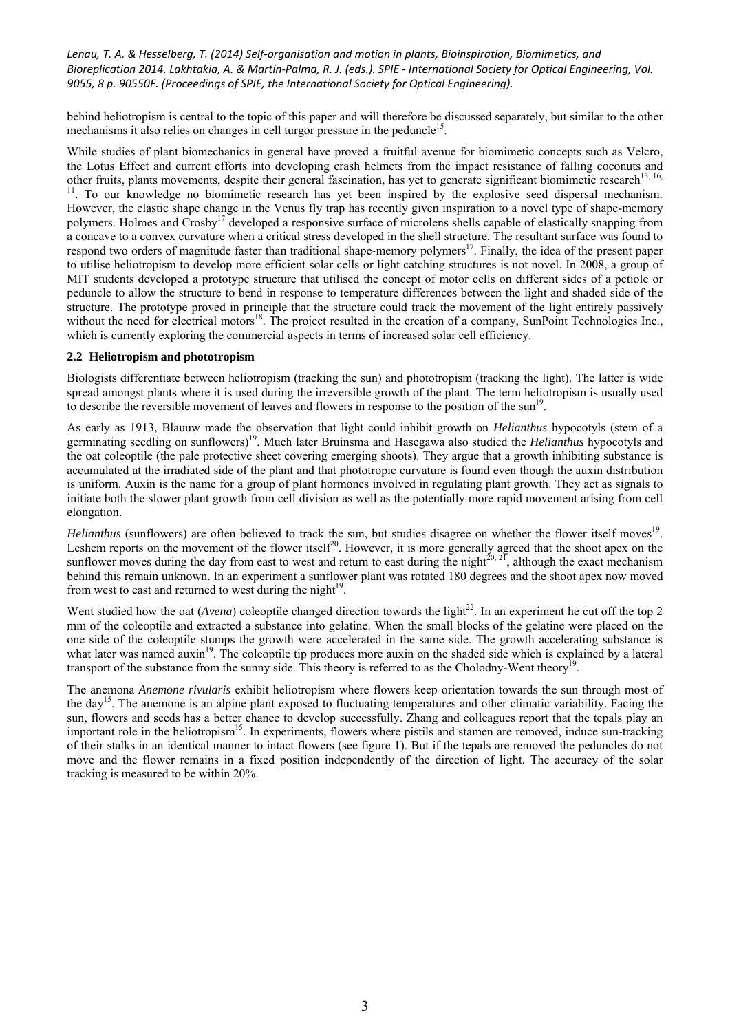behind heliotropism is central to the topic of this paper and will therefore be discussed separately, but similar to the other mechanisms it also relies on changes in cell turgor pressure in the peduncle[15].

While studies of plant biomechanics in general have proved a fruitful avenue for biomimetic concepts such as Velcro, the Lotus Effect and current efforts into developing crash helmets from the impact resistance of falling coconuts and other fruits, plants movements, despite their general fascination, has yet to generate significant biomimetic research[13, 16, 11]. To our knowledge no biomimetic research has yet been inspired by the explosive seed dispersal mechanism. However, the elastic shape change in the Venus fly trap has recently given inspiration to a novel type of shape-memory polymers. Holmes and Crosby[17] developed a responsive surface of microlens shells capable of elastically snapping from a concave to a convex curvature when a critical stress developed in the shell structure. The resultant surface was found to respond two orders of magnitude faster than traditional shape-memory polymers[17]. Finally, the idea of the present paper to utilise heliotropism to develop more efficient solar cells or light catching structures is not novel. In 2008, a group of MIT students developed a prototype structure that utilised the concept of motor cells on different sides of a petiole or peduncle to allow the structure to bend in response to temperature differences between the light and shaded side of the structure. The prototype proved in principle that the structure could track the movement of the light entirely passively without the need for electrical motors[18]. The project resulted in the creation of a company, SunPoint Technologies Inc., which is currently exploring the commercial aspects in terms of increased solar cell efficiency.

### 2.2 Heliotropism and phototropism

Biologists differentiate between heliotropism (tracking the sun) and phototropism (tracking the light). The latter is wide spread amongst plants where it is used during the irreversible growth of the plant. The term heliotropism is usually used to describe the reversible movement of leaves and flowers in response to the position of the sun[19].

As early as 1913, Blauuw made the observation that light could inhibit growth on *Helianthus* hypocotyls (stem of a germinating seedling on sunflowers)[19]. Much later Bruinsma and Hasegawa also studied the *Helianthus* hypocotyls and the oat coleoptile (the pale protective sheet covering emerging shoots). They argue that a growth inhibiting substance is accumulated at the irradiated side of the plant and that phototropic curvature is found even though the auxin distribution is uniform. Auxin is the name for a group of plant hormones involved in regulating plant growth. They act as signals to initiate both the slower plant growth from cell division as well as the potentially more rapid movement arising from cell elongation.

*Helianthus* (sunflowers) are often believed to track the sun, but studies disagree on whether the flower itself moves[19]. Leshem reports on the movement of the flower itself[20]. However, it is more generally agreed that the shoot apex on the sunflower moves during the day from east to west and return to east during the night[20, 21], although the exact mechanism behind this remain unknown. In an experiment a sunflower plant was rotated 180 degrees and the shoot apex now moved from west to east and returned to west during the night[19].

Went studied how the oat (*Avena*) coleoptile changed direction towards the light[22]. In an experiment he cut off the top 2 mm of the coleoptile and extracted a substance into gelatine. When the small blocks of the gelatine were placed on the one side of the coleoptile stumps the growth were accelerated in the same side. The growth accelerating substance is what later was named auxin[19]. The coleoptile tip produces more auxin on the shaded side which is explained by a lateral transport of the substance from the sunny side. This theory is referred to as the Cholodny-Went theory[19].

The anemona *Anemone rivularis* exhibit heliotropism where flowers keep orientation towards the sun through most of the day[15]. The anemone is an alpine plant exposed to fluctuating temperatures and other climatic variability. Facing the sun, flowers and seeds has a better chance to develop successfully. Zhang and colleagues report that the tepals play an important role in the heliotropism[15]. In experiments, flowers where pistils and stamen are removed, induce sun-tracking of their stalks in an identical manner to intact flowers (see figure 1). But if the tepals are removed the peduncles do not move and the flower remains in a fixed position independently of the direction of light. The accuracy of the solar tracking is measured to be within 20%.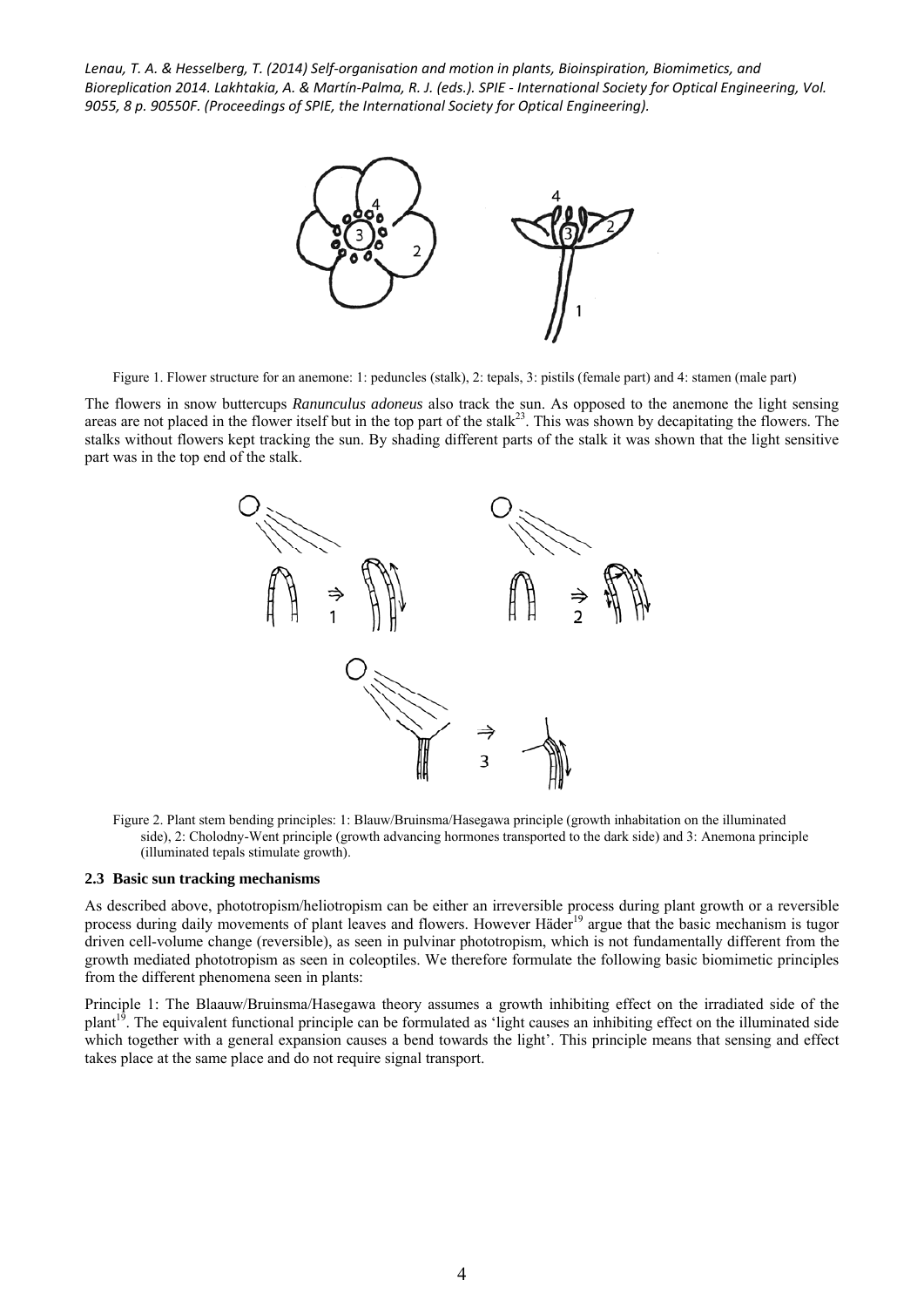Figure 1. Flower structure for an anemone: 1: peduncles (stalk), 2: tepals, 3: pistils (female part) and 4: stamen (male part)

The flowers in snow buttercups *Ranunculus adoneus* also track the sun. As opposed to the anemone the light sensing areas are not placed in the flower itself but in the top part of the stalk[23]. This was shown by decapitating the flowers. The stalks without flowers kept tracking the sun. By shading different parts of the stalk it was shown that the light sensitive part was in the top end of the stalk.

Figure 2. Plant stem bending principles: 1: Blauw/Bruinsma/Hasegawa principle (growth inhabitation on the illuminated side), 2: Cholodny-Went principle (growth advancing hormones transported to the dark side) and 3: Anemona principle (illuminated tepals stimulate growth).

### 2.3 Basic sun tracking mechanisms

As described above, phototropism/heliotropism can be either an irreversible process during plant growth or a reversible process during daily movements of plant leaves and flowers. However Häder[19] argue that the basic mechanism is tugor driven cell-volume change (reversible), as seen in pulvinar phototropism, which is not fundamentally different from the growth mediated phototropism as seen in coleoptiles. We therefore formulate the following basic biomimetic principles from the different phenomena seen in plants:

Principle 1: The Blaauw/Bruinsma/Hasegawa theory assumes a growth inhibiting effect on the irradiated side of the plant[19]. The equivalent functional principle can be formulated as 'light causes an inhibiting effect on the illuminated side which together with a general expansion causes a bend towards the light'. This principle means that sensing and effect takes place at the same place and do not require signal transport.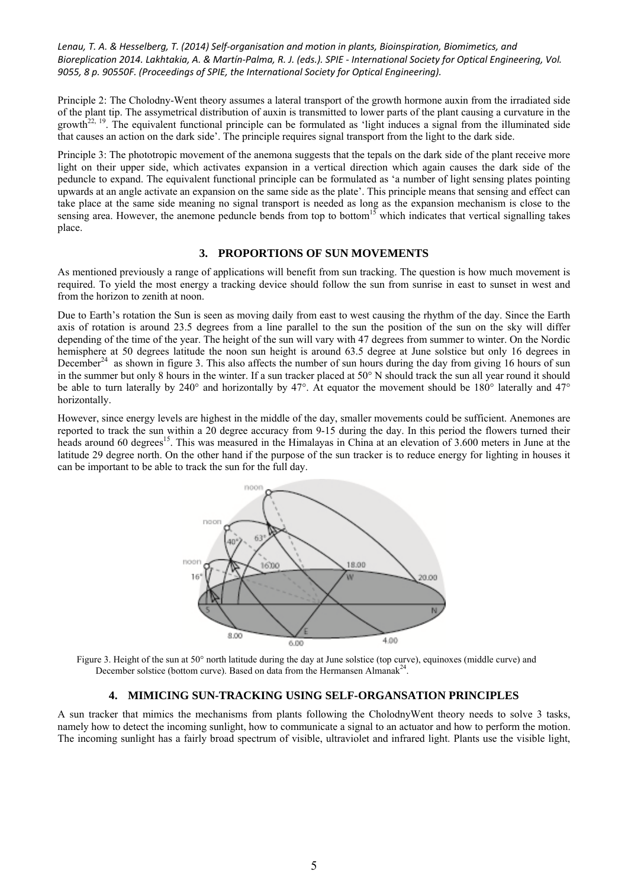Principle 2: The Cholodny-Went theory assumes a lateral transport of the growth hormone auxin from the irradiated side of the plant tip. The assymetrical distribution of auxin is transmitted to lower parts of the plant causing a curvature in the growth[22, 19]. The equivalent functional principle can be formulated as 'light induces a signal from the illuminated side that causes an action on the dark side'. The principle requires signal transport from the light to the dark side.

Principle 3: The phototropic movement of the anemona suggests that the tepals on the dark side of the plant receive more light on their upper side, which activates expansion in a vertical direction which again causes the dark side of the peduncle to expand. The equivalent functional principle can be formulated as 'a number of light sensing plates pointing upwards at an angle activate an expansion on the same side as the plate'. This principle means that sensing and effect can take place at the same side meaning no signal transport is needed as long as the expansion mechanism is close to the sensing area. However, the anemone peduncle bends from top to bottom[15] which indicates that vertical signalling takes place.

## 3. PROPORTIONS OF SUN MOVEMENTS

As mentioned previously a range of applications will benefit from sun tracking. The question is how much movement is required. To yield the most energy a tracking device should follow the sun from sunrise in east to sunset in west and from the horizon to zenith at noon.

Due to Earth's rotation the Sun is seen as moving daily from east to west causing the rhythm of the day. Since the Earth axis of rotation is around 23.5 degrees from a line parallel to the sun the position of the sun on the sky will differ depending of the time of the year. The height of the sun will vary with 47 degrees from summer to winter. On the Nordic hemisphere at 50 degrees latitude the noon sun height is around 63.5 degree at June solstice but only 16 degrees in December[24] as shown in figure 3. This also affects the number of sun hours during the day from giving 16 hours of sun in the summer but only 8 hours in the winter. If a sun tracker placed at 50° N should track the sun all year round it should be able to turn laterally by 240° and horizontally by 47°. At equator the movement should be 180° laterally and 47° horizontally.

However, since energy levels are highest in the middle of the day, smaller movements could be sufficient. Anemones are reported to track the sun within a 20 degree accuracy from 9-15 during the day. In this period the flowers turned their heads around 60 degrees[15]. This was measured in the Himalayas in China at an elevation of 3.600 meters in June at the latitude 29 degree north. On the other hand if the purpose of the sun tracker is to reduce energy for lighting in houses it can be important to be able to track the sun for the full day.

Figure 3. Height of the sun at 50° north latitude during the day at June solstice (top curve), equinoxes (middle curve) and December solstice (bottom curve). Based on data from the Hermansen Almanak[24].

## 4. MIMICING SUN-TRACKING USING SELF-ORGANSATION PRINCIPLES

A sun tracker that mimics the mechanisms from plants following the CholodnyWent theory needs to solve 3 tasks, namely how to detect the incoming sunlight, how to communicate a signal to an actuator and how to perform the motion. The incoming sunlight has a fairly broad spectrum of visible, ultraviolet and infrared light. Plants use the visible light,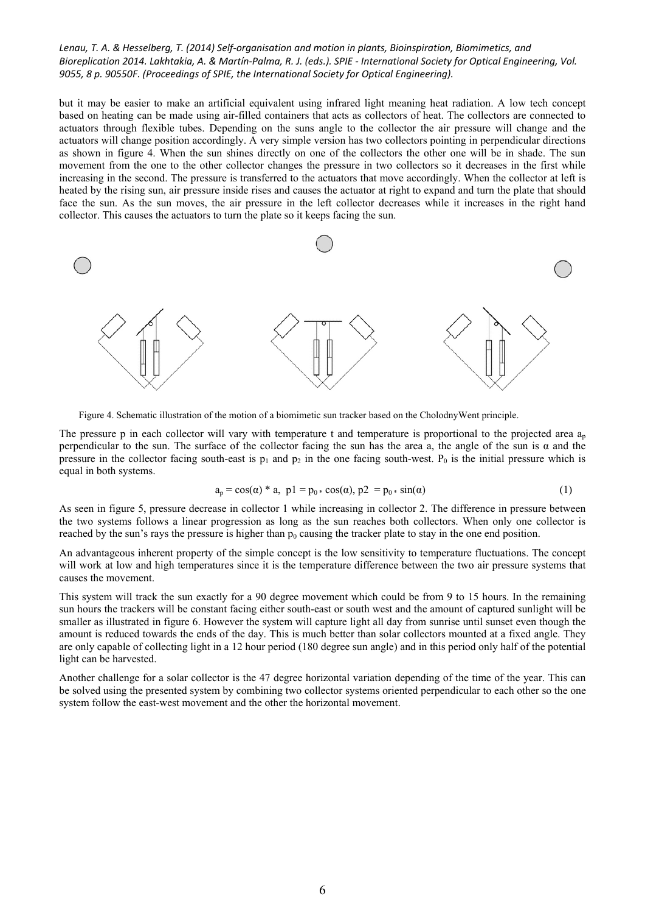but it may be easier to make an artificial equivalent using infrared light meaning heat radiation. A low tech concept based on heating can be made using air-filled containers that acts as collectors of heat. The collectors are connected to actuators through flexible tubes. Depending on the suns angle to the collector the air pressure will change and the actuators will change position accordingly. A very simple version has two collectors pointing in perpendicular directions as shown in figure 4. When the sun shines directly on one of the collectors the other one will be in shade. The sun movement from the one to the other collector changes the pressure in two collectors so it decreases in the first while increasing in the second. The pressure is transferred to the actuators that move accordingly. When the collector at left is heated by the rising sun, air pressure inside rises and causes the actuator at right to expand and turn the plate that should face the sun. As the sun moves, the air pressure in the left collector decreases while it increases in the right hand collector. This causes the actuators to turn the plate so it keeps facing the sun.

Figure 4. Schematic illustration of the motion of a biomimetic sun tracker based on the CholodnyWent principle.

The pressure p in each collector will vary with temperature t and temperature is proportional to the projected area $a_p$ perpendicular to the sun. The surface of the collector facing the sun has the area a, the angle of the sun is α and the pressure in the collector facing south-east is $p_1$ and $p_2$ in the one facing south-west. $P_0$ is the initial pressure which is equal in both systems.

$$a_p = \cos(\alpha) * a, \;\; p1 = p_0 * \cos(\alpha), \; p2 = p_0 * \sin(\alpha) \qquad (1)$$

As seen in figure 5, pressure decrease in collector 1 while increasing in collector 2. The difference in pressure between the two systems follows a linear progression as long as the sun reaches both collectors. When only one collector is reached by the sun's rays the pressure is higher than $p_0$ causing the tracker plate to stay in the one end position.

An advantageous inherent property of the simple concept is the low sensitivity to temperature fluctuations. The concept will work at low and high temperatures since it is the temperature difference between the two air pressure systems that causes the movement.

This system will track the sun exactly for a 90 degree movement which could be from 9 to 15 hours. In the remaining sun hours the trackers will be constant facing either south-east or south west and the amount of captured sunlight will be smaller as illustrated in figure 6. However the system will capture light all day from sunrise until sunset even though the amount is reduced towards the ends of the day. This is much better than solar collectors mounted at a fixed angle. They are only capable of collecting light in a 12 hour period (180 degree sun angle) and in this period only half of the potential light can be harvested.

Another challenge for a solar collector is the 47 degree horizontal variation depending of the time of the year. This can be solved using the presented system by combining two collector systems oriented perpendicular to each other so the one system follow the east-west movement and the other the horizontal movement.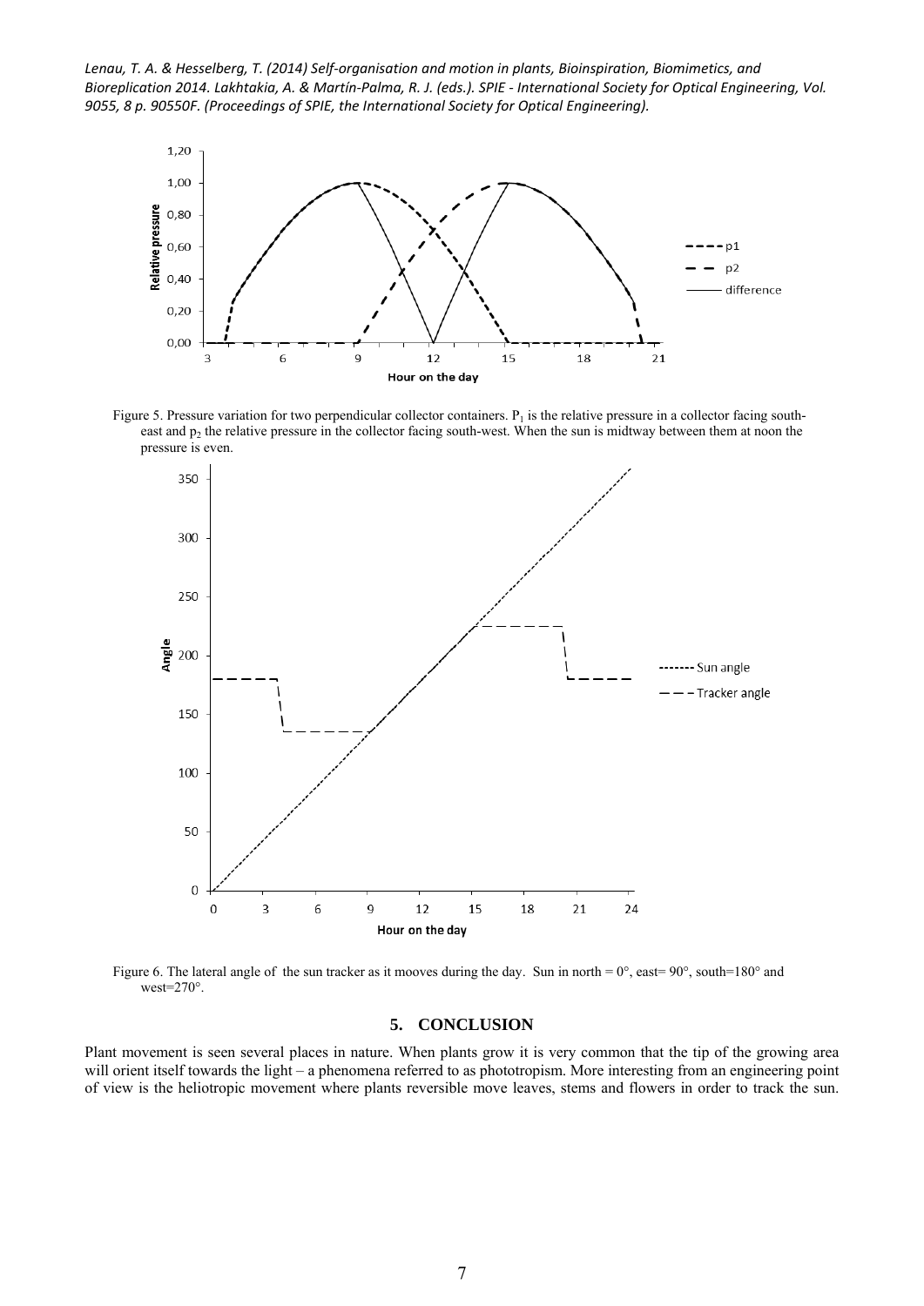Figure 5. Pressure variation for two perpendicular collector containers. $P_1$ is the relative pressure in a collector facing south-east and $p_2$ the relative pressure in the collector facing south-west. When the sun is midway between them at noon the pressure is even.

Figure 6. The lateral angle of the sun tracker as it mooves during the day. Sun in north = 0°, east= 90°, south=180° and west=270°.

## 5. CONCLUSION

Plant movement is seen several places in nature. When plants grow it is very common that the tip of the growing area will orient itself towards the light – a phenomena referred to as phototropism. More interesting from an engineering point of view is the heliotropic movement where plants reversible move leaves, stems and flowers in order to track the sun.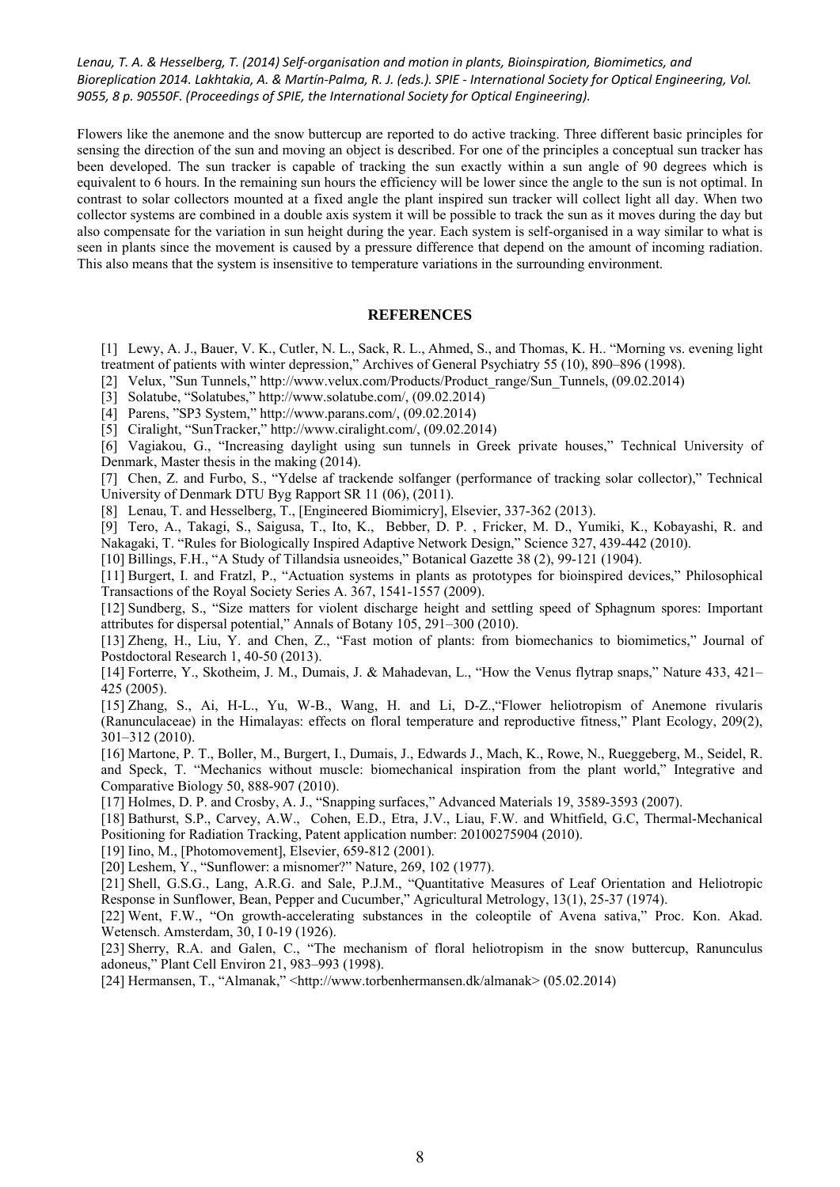Flowers like the anemone and the snow buttercup are reported to do active tracking. Three different basic principles for sensing the direction of the sun and moving an object is described. For one of the principles a conceptual sun tracker has been developed. The sun tracker is capable of tracking the sun exactly within a sun angle of 90 degrees which is equivalent to 6 hours. In the remaining sun hours the efficiency will be lower since the angle to the sun is not optimal. In contrast to solar collectors mounted at a fixed angle the plant inspired sun tracker will collect light all day. When two collector systems are combined in a double axis system it will be possible to track the sun as it moves during the day but also compensate for the variation in sun height during the year. Each system is self-organised in a way similar to what is seen in plants since the movement is caused by a pressure difference that depend on the amount of incoming radiation. This also means that the system is insensitive to temperature variations in the surrounding environment.

## REFERENCES

[1] Lewy, A. J., Bauer, V. K., Cutler, N. L., Sack, R. L., Ahmed, S., and Thomas, K. H.. "Morning vs. evening light treatment of patients with winter depression," Archives of General Psychiatry 55 (10), 890–896 (1998).

[2] Velux, "Sun Tunnels," http://www.velux.com/Products/Product_range/Sun_Tunnels, (09.02.2014)

[3] Solatube, "Solatubes," http://www.solatube.com/, (09.02.2014)

[4] Parens, "SP3 System," http://www.parans.com/, (09.02.2014)

[5] Ciralight, "SunTracker," http://www.ciralight.com/, (09.02.2014)

[6] Vagiakou, G., "Increasing daylight using sun tunnels in Greek private houses," Technical University of Denmark, Master thesis in the making (2014).

[7] Chen, Z. and Furbo, S., "Ydelse af trackende solfanger (performance of tracking solar collector)," Technical University of Denmark DTU Byg Rapport SR 11 (06), (2011).

[8] Lenau, T. and Hesselberg, T., [Engineered Biomimicry], Elsevier, 337-362 (2013).

[9] Tero, A., Takagi, S., Saigusa, T., Ito, K., Bebber, D. P. , Fricker, M. D., Yumiki, K., Kobayashi, R. and Nakagaki, T. "Rules for Biologically Inspired Adaptive Network Design," Science 327, 439-442 (2010).

[10] Billings, F.H., "A Study of Tillandsia usneoides," Botanical Gazette 38 (2), 99-121 (1904).

[11] Burgert, I. and Fratzl, P., "Actuation systems in plants as prototypes for bioinspired devices," Philosophical Transactions of the Royal Society Series A. 367, 1541-1557 (2009).

[12] Sundberg, S., "Size matters for violent discharge height and settling speed of Sphagnum spores: Important attributes for dispersal potential," Annals of Botany 105, 291–300 (2010).

[13] Zheng, H., Liu, Y. and Chen, Z., "Fast motion of plants: from biomechanics to biomimetics," Journal of Postdoctoral Research 1, 40-50 (2013).

[14] Forterre, Y., Skotheim, J. M., Dumais, J. & Mahadevan, L., "How the Venus flytrap snaps," Nature 433, 421–425 (2005).

[15] Zhang, S., Ai, H-L., Yu, W-B., Wang, H. and Li, D-Z.,"Flower heliotropism of Anemone rivularis (Ranunculaceae) in the Himalayas: effects on floral temperature and reproductive fitness," Plant Ecology, 209(2), 301–312 (2010).

[16] Martone, P. T., Boller, M., Burgert, I., Dumais, J., Edwards J., Mach, K., Rowe, N., Rueggeberg, M., Seidel, R. and Speck, T. "Mechanics without muscle: biomechanical inspiration from the plant world," Integrative and Comparative Biology 50, 888-907 (2010).

[17] Holmes, D. P. and Crosby, A. J., "Snapping surfaces," Advanced Materials 19, 3589-3593 (2007).

[18] Bathurst, S.P., Carvey, A.W., Cohen, E.D., Etra, J.V., Liau, F.W. and Whitfield, G.C, Thermal-Mechanical Positioning for Radiation Tracking, Patent application number: 20100275904 (2010).

[19] Iino, M., [Photomovement], Elsevier, 659-812 (2001).

[20] Leshem, Y., "Sunflower: a misnomer?" Nature, 269, 102 (1977).

[21] Shell, G.S.G., Lang, A.R.G. and Sale, P.J.M., "Quantitative Measures of Leaf Orientation and Heliotropic Response in Sunflower, Bean, Pepper and Cucumber," Agricultural Metrology, 13(1), 25-37 (1974).

[22] Went, F.W., "On growth-accelerating substances in the coleoptile of Avena sativa," Proc. Kon. Akad. Wetensch. Amsterdam, 30, I 0-19 (1926).

[23] Sherry, R.A. and Galen, C., "The mechanism of floral heliotropism in the snow buttercup, Ranunculus adoneus," Plant Cell Environ 21, 983–993 (1998).

[24] Hermansen, T., "Almanak," <http://www.torbenhermansen.dk/almanak> (05.02.2014)